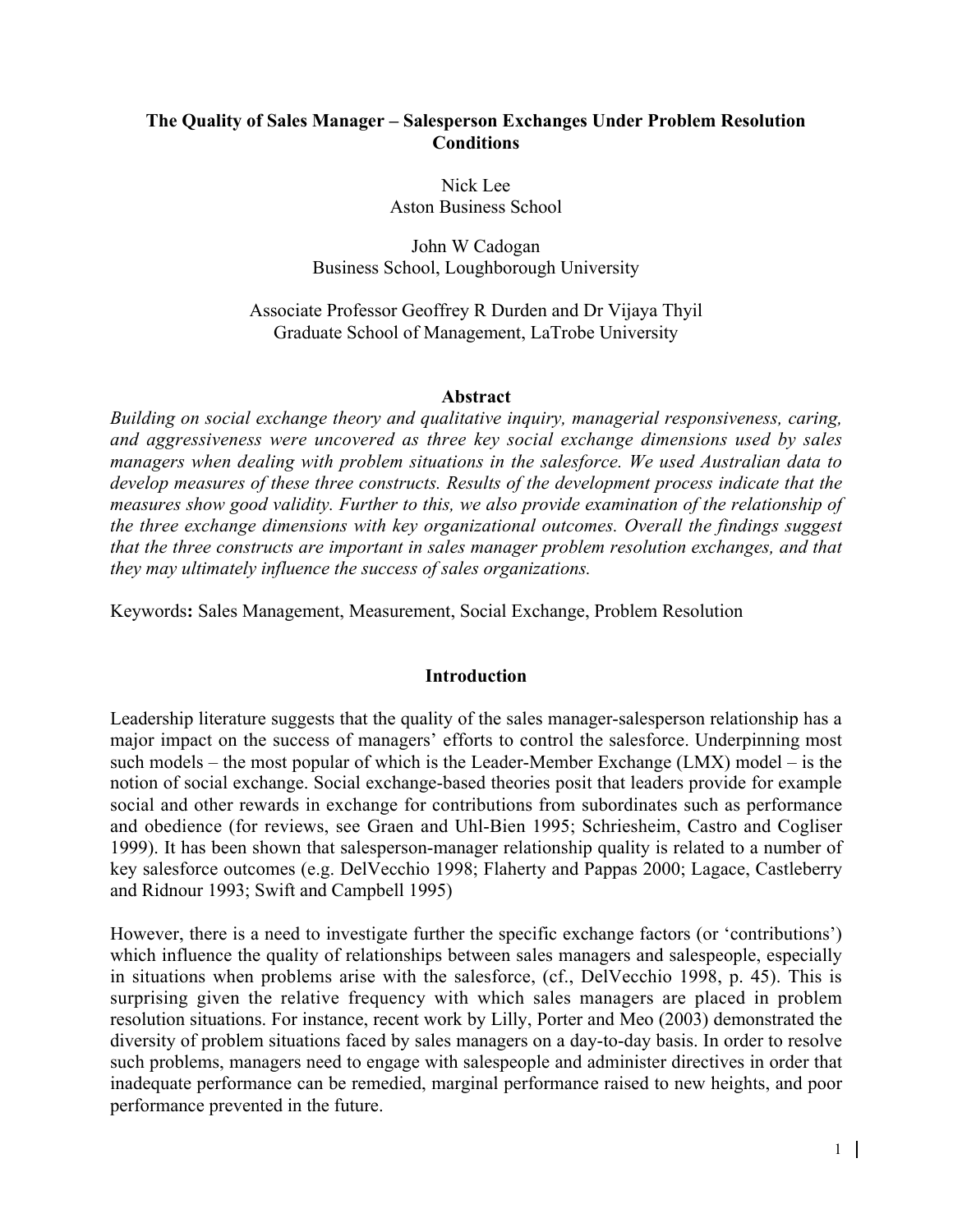# The Quality of Sales Manager – Salesperson Exchanges Under Problem Resolution Conditions

Nick Lee
Aston Business School

John W Cadogan
Business School, Loughborough University

Associate Professor Geoffrey R Durden and Dr Vijaya Thyil
Graduate School of Management, LaTrobe University

## Abstract

*Building on social exchange theory and qualitative inquiry, managerial responsiveness, caring, and aggressiveness were uncovered as three key social exchange dimensions used by sales managers when dealing with problem situations in the salesforce. We used Australian data to develop measures of these three constructs. Results of the development process indicate that the measures show good validity. Further to this, we also provide examination of the relationship of the three exchange dimensions with key organizational outcomes. Overall the findings suggest that the three constructs are important in sales manager problem resolution exchanges, and that they may ultimately influence the success of sales organizations.*

Keywords**:** Sales Management, Measurement, Social Exchange, Problem Resolution

## Introduction

Leadership literature suggests that the quality of the sales manager-salesperson relationship has a major impact on the success of managers' efforts to control the salesforce. Underpinning most such models – the most popular of which is the Leader-Member Exchange (LMX) model – is the notion of social exchange. Social exchange-based theories posit that leaders provide for example social and other rewards in exchange for contributions from subordinates such as performance and obedience (for reviews, see Graen and Uhl-Bien 1995; Schriesheim, Castro and Cogliser 1999). It has been shown that salesperson-manager relationship quality is related to a number of key salesforce outcomes (e.g. DelVecchio 1998; Flaherty and Pappas 2000; Lagace, Castleberry and Ridnour 1993; Swift and Campbell 1995)

However, there is a need to investigate further the specific exchange factors (or 'contributions') which influence the quality of relationships between sales managers and salespeople, especially in situations when problems arise with the salesforce, (cf., DelVecchio 1998, p. 45). This is surprising given the relative frequency with which sales managers are placed in problem resolution situations. For instance, recent work by Lilly, Porter and Meo (2003) demonstrated the diversity of problem situations faced by sales managers on a day-to-day basis. In order to resolve such problems, managers need to engage with salespeople and administer directives in order that inadequate performance can be remedied, marginal performance raised to new heights, and poor performance prevented in the future.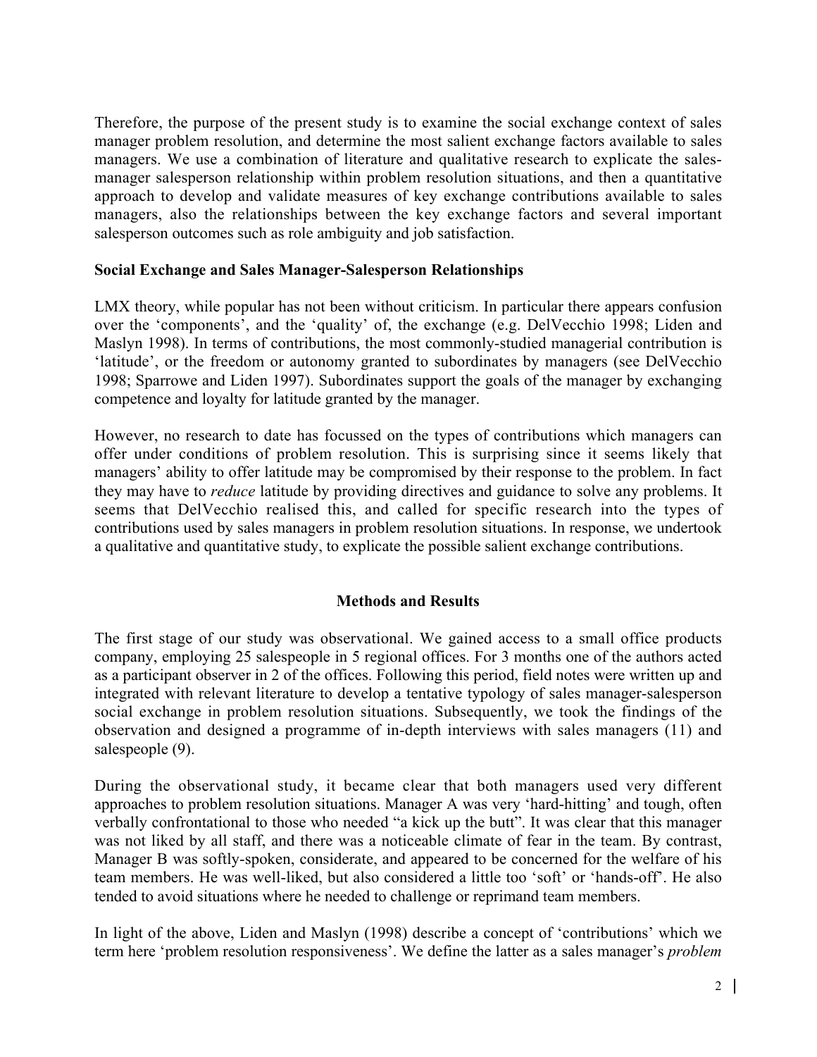Therefore, the purpose of the present study is to examine the social exchange context of sales manager problem resolution, and determine the most salient exchange factors available to sales managers. We use a combination of literature and qualitative research to explicate the sales-manager salesperson relationship within problem resolution situations, and then a quantitative approach to develop and validate measures of key exchange contributions available to sales managers, also the relationships between the key exchange factors and several important salesperson outcomes such as role ambiguity and job satisfaction.

### Social Exchange and Sales Manager-Salesperson Relationships

LMX theory, while popular has not been without criticism. In particular there appears confusion over the 'components', and the 'quality' of, the exchange (e.g. DelVecchio 1998; Liden and Maslyn 1998). In terms of contributions, the most commonly-studied managerial contribution is 'latitude', or the freedom or autonomy granted to subordinates by managers (see DelVecchio 1998; Sparrowe and Liden 1997). Subordinates support the goals of the manager by exchanging competence and loyalty for latitude granted by the manager.

However, no research to date has focussed on the types of contributions which managers can offer under conditions of problem resolution. This is surprising since it seems likely that managers' ability to offer latitude may be compromised by their response to the problem. In fact they may have to *reduce* latitude by providing directives and guidance to solve any problems. It seems that DelVecchio realised this, and called for specific research into the types of contributions used by sales managers in problem resolution situations. In response, we undertook a qualitative and quantitative study, to explicate the possible salient exchange contributions.

## Methods and Results

The first stage of our study was observational. We gained access to a small office products company, employing 25 salespeople in 5 regional offices. For 3 months one of the authors acted as a participant observer in 2 of the offices. Following this period, field notes were written up and integrated with relevant literature to develop a tentative typology of sales manager-salesperson social exchange in problem resolution situations. Subsequently, we took the findings of the observation and designed a programme of in-depth interviews with sales managers (11) and salespeople (9).

During the observational study, it became clear that both managers used very different approaches to problem resolution situations. Manager A was very 'hard-hitting' and tough, often verbally confrontational to those who needed "a kick up the butt". It was clear that this manager was not liked by all staff, and there was a noticeable climate of fear in the team. By contrast, Manager B was softly-spoken, considerate, and appeared to be concerned for the welfare of his team members. He was well-liked, but also considered a little too 'soft' or 'hands-off'. He also tended to avoid situations where he needed to challenge or reprimand team members.

In light of the above, Liden and Maslyn (1998) describe a concept of 'contributions' which we term here 'problem resolution responsiveness'. We define the latter as a sales manager's *problem*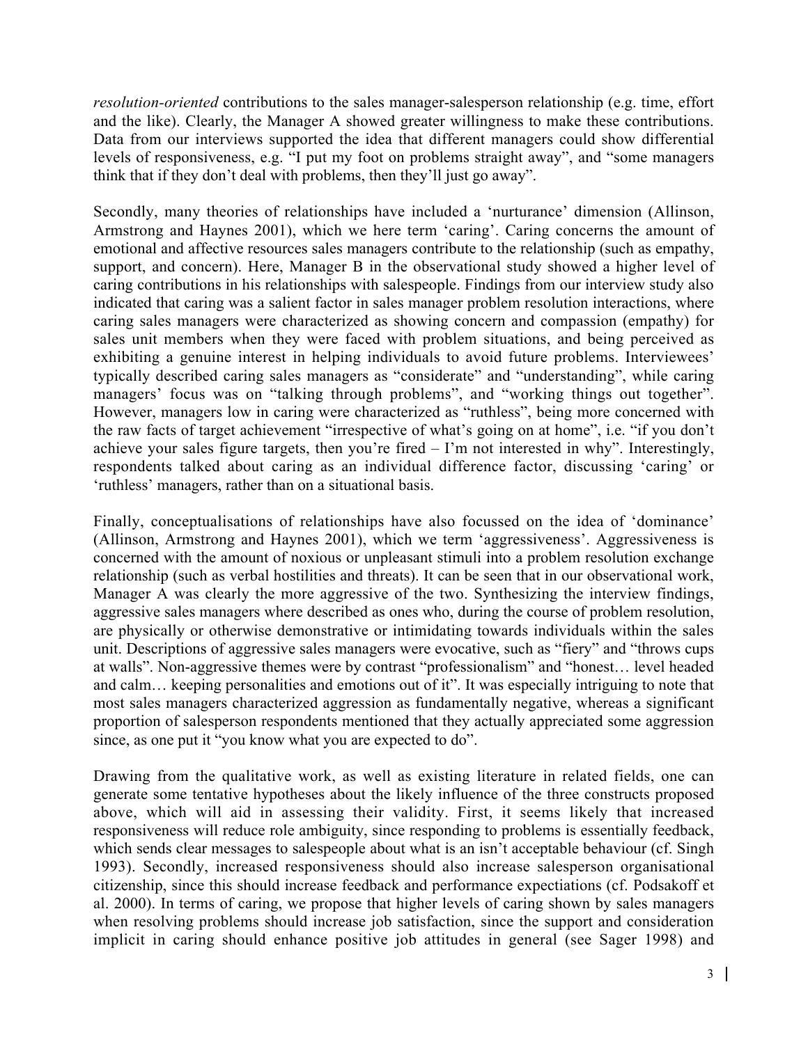*resolution-oriented* contributions to the sales manager-salesperson relationship (e.g. time, effort and the like). Clearly, the Manager A showed greater willingness to make these contributions. Data from our interviews supported the idea that different managers could show differential levels of responsiveness, e.g. "I put my foot on problems straight away", and "some managers think that if they don't deal with problems, then they'll just go away".

Secondly, many theories of relationships have included a 'nurturance' dimension (Allinson, Armstrong and Haynes 2001), which we here term 'caring'. Caring concerns the amount of emotional and affective resources sales managers contribute to the relationship (such as empathy, support, and concern). Here, Manager B in the observational study showed a higher level of caring contributions in his relationships with salespeople. Findings from our interview study also indicated that caring was a salient factor in sales manager problem resolution interactions, where caring sales managers were characterized as showing concern and compassion (empathy) for sales unit members when they were faced with problem situations, and being perceived as exhibiting a genuine interest in helping individuals to avoid future problems. Interviewees' typically described caring sales managers as "considerate" and "understanding", while caring managers' focus was on "talking through problems", and "working things out together". However, managers low in caring were characterized as "ruthless", being more concerned with the raw facts of target achievement "irrespective of what's going on at home", i.e. "if you don't achieve your sales figure targets, then you're fired – I'm not interested in why". Interestingly, respondents talked about caring as an individual difference factor, discussing 'caring' or 'ruthless' managers, rather than on a situational basis.

Finally, conceptualisations of relationships have also focussed on the idea of 'dominance' (Allinson, Armstrong and Haynes 2001), which we term 'aggressiveness'. Aggressiveness is concerned with the amount of noxious or unpleasant stimuli into a problem resolution exchange relationship (such as verbal hostilities and threats). It can be seen that in our observational work, Manager A was clearly the more aggressive of the two. Synthesizing the interview findings, aggressive sales managers where described as ones who, during the course of problem resolution, are physically or otherwise demonstrative or intimidating towards individuals within the sales unit. Descriptions of aggressive sales managers were evocative, such as "fiery" and "throws cups at walls". Non-aggressive themes were by contrast "professionalism" and "honest… level headed and calm… keeping personalities and emotions out of it". It was especially intriguing to note that most sales managers characterized aggression as fundamentally negative, whereas a significant proportion of salesperson respondents mentioned that they actually appreciated some aggression since, as one put it "you know what you are expected to do".

Drawing from the qualitative work, as well as existing literature in related fields, one can generate some tentative hypotheses about the likely influence of the three constructs proposed above, which will aid in assessing their validity. First, it seems likely that increased responsiveness will reduce role ambiguity, since responding to problems is essentially feedback, which sends clear messages to salespeople about what is an isn't acceptable behaviour (cf. Singh 1993). Secondly, increased responsiveness should also increase salesperson organisational citizenship, since this should increase feedback and performance expectiations (cf. Podsakoff et al. 2000). In terms of caring, we propose that higher levels of caring shown by sales managers when resolving problems should increase job satisfaction, since the support and consideration implicit in caring should enhance positive job attitudes in general (see Sager 1998) and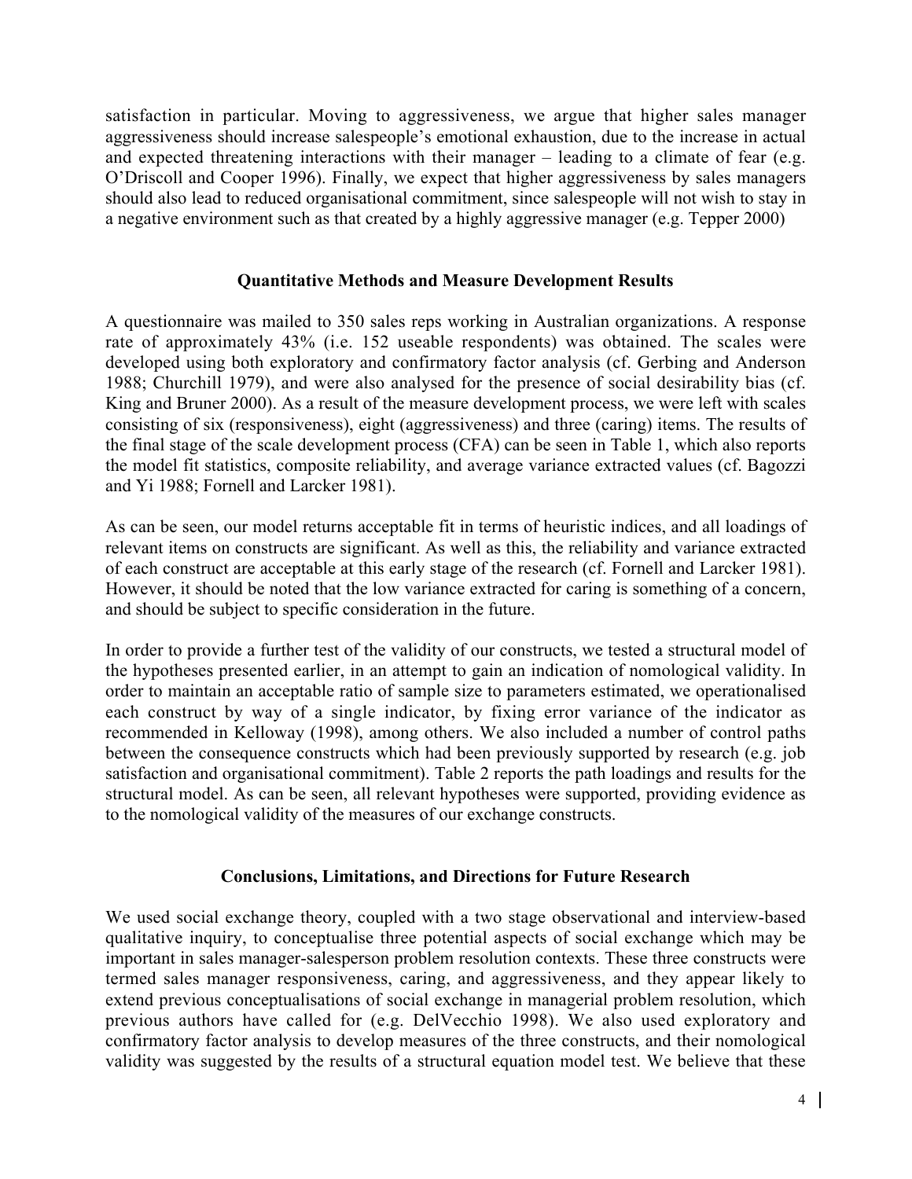satisfaction in particular. Moving to aggressiveness, we argue that higher sales manager aggressiveness should increase salespeople's emotional exhaustion, due to the increase in actual and expected threatening interactions with their manager – leading to a climate of fear (e.g. O'Driscoll and Cooper 1996). Finally, we expect that higher aggressiveness by sales managers should also lead to reduced organisational commitment, since salespeople will not wish to stay in a negative environment such as that created by a highly aggressive manager (e.g. Tepper 2000)

## Quantitative Methods and Measure Development Results

A questionnaire was mailed to 350 sales reps working in Australian organizations. A response rate of approximately 43% (i.e. 152 useable respondents) was obtained. The scales were developed using both exploratory and confirmatory factor analysis (cf. Gerbing and Anderson 1988; Churchill 1979), and were also analysed for the presence of social desirability bias (cf. King and Bruner 2000). As a result of the measure development process, we were left with scales consisting of six (responsiveness), eight (aggressiveness) and three (caring) items. The results of the final stage of the scale development process (CFA) can be seen in Table 1, which also reports the model fit statistics, composite reliability, and average variance extracted values (cf. Bagozzi and Yi 1988; Fornell and Larcker 1981).

As can be seen, our model returns acceptable fit in terms of heuristic indices, and all loadings of relevant items on constructs are significant. As well as this, the reliability and variance extracted of each construct are acceptable at this early stage of the research (cf. Fornell and Larcker 1981). However, it should be noted that the low variance extracted for caring is something of a concern, and should be subject to specific consideration in the future.

In order to provide a further test of the validity of our constructs, we tested a structural model of the hypotheses presented earlier, in an attempt to gain an indication of nomological validity. In order to maintain an acceptable ratio of sample size to parameters estimated, we operationalised each construct by way of a single indicator, by fixing error variance of the indicator as recommended in Kelloway (1998), among others. We also included a number of control paths between the consequence constructs which had been previously supported by research (e.g. job satisfaction and organisational commitment). Table 2 reports the path loadings and results for the structural model. As can be seen, all relevant hypotheses were supported, providing evidence as to the nomological validity of the measures of our exchange constructs.

## Conclusions, Limitations, and Directions for Future Research

We used social exchange theory, coupled with a two stage observational and interview-based qualitative inquiry, to conceptualise three potential aspects of social exchange which may be important in sales manager-salesperson problem resolution contexts. These three constructs were termed sales manager responsiveness, caring, and aggressiveness, and they appear likely to extend previous conceptualisations of social exchange in managerial problem resolution, which previous authors have called for (e.g. DelVecchio 1998). We also used exploratory and confirmatory factor analysis to develop measures of the three constructs, and their nomological validity was suggested by the results of a structural equation model test. We believe that these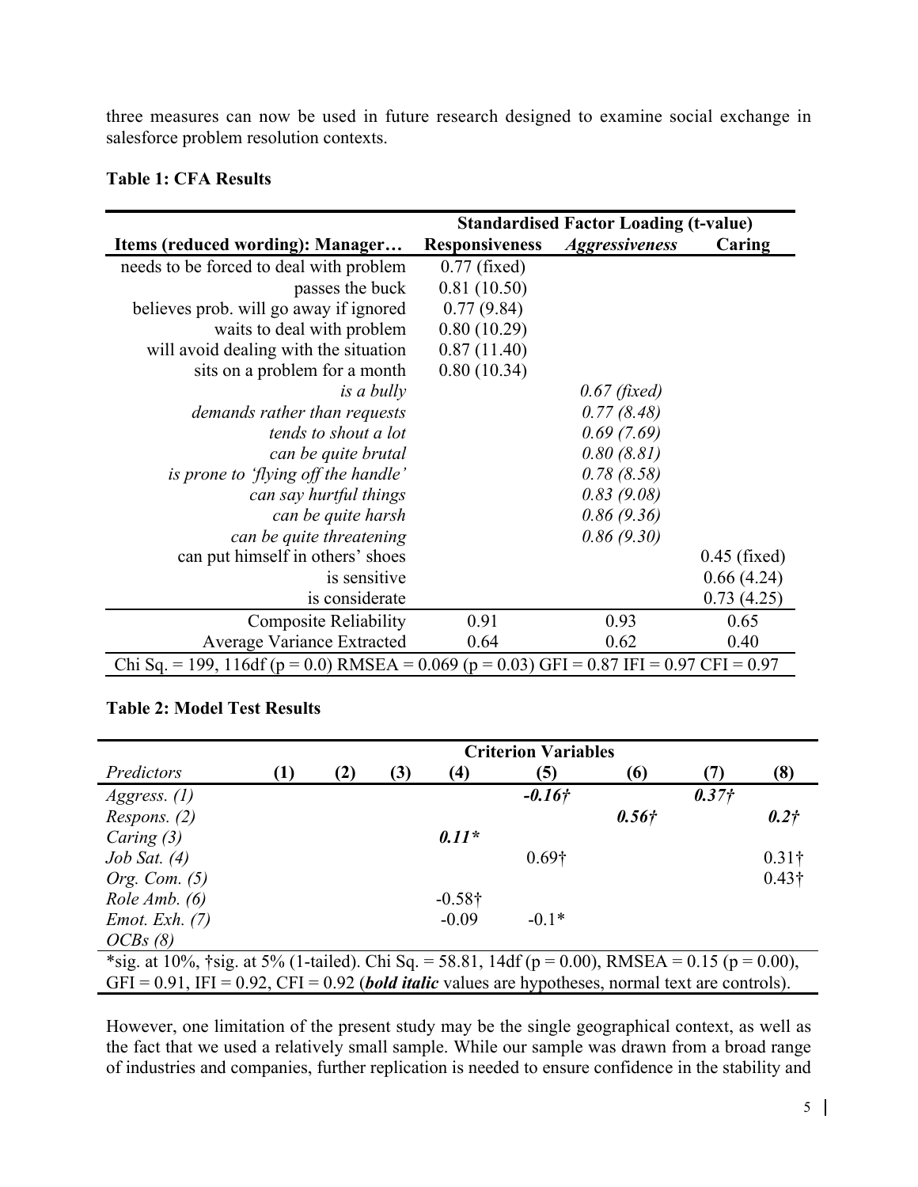three measures can now be used in future research designed to examine social exchange in salesforce problem resolution contexts.

**Table 1: CFA Results**

| | **Standardised Factor Loading (t-value)** | | |
|---|---|---|---|
| **Items (reduced wording): Manager…** | **Responsiveness** | ***Aggressiveness*** | **Caring** |
| needs to be forced to deal with problem | 0.77 (fixed) | | |
| passes the buck | 0.81 (10.50) | | |
| believes prob. will go away if ignored | 0.77 (9.84) | | |
| waits to deal with problem | 0.80 (10.29) | | |
| will avoid dealing with the situation | 0.87 (11.40) | | |
| sits on a problem for a month | 0.80 (10.34) | | |
| *is a bully* | | *0.67 (fixed)* | |
| *demands rather than requests* | | *0.77 (8.48)* | |
| *tends to shout a lot* | | *0.69 (7.69)* | |
| *can be quite brutal* | | *0.80 (8.81)* | |
| *is prone to 'flying off the handle'* | | *0.78 (8.58)* | |
| *can say hurtful things* | | *0.83 (9.08)* | |
| *can be quite harsh* | | *0.86 (9.36)* | |
| *can be quite threatening* | | *0.86 (9.30)* | |
| can put himself in others' shoes | | | 0.45 (fixed) |
| is sensitive | | | 0.66 (4.24) |
| is considerate | | | 0.73 (4.25) |
| Composite Reliability | 0.91 | 0.93 | 0.65 |
| Average Variance Extracted | 0.64 | 0.62 | 0.40 |
| Chi Sq. = 199, 116df (p = 0.0) RMSEA = 0.069 (p = 0.03) GFI = 0.87 IFI = 0.97 CFI = 0.97 | | | |

**Table 2: Model Test Results**

| | **Criterion Variables** | | | | | | | |
|---|---|---|---|---|---|---|---|---|
| *Predictors* | **(1)** | **(2)** | **(3)** | **(4)** | **(5)** | **(6)** | **(7)** | **(8)** |
| *Aggress. (1)* | | | | | ***-0.16†*** | | ***0.37†*** | |
| *Respons. (2)* | | | | | | ***0.56†*** | | ***0.2†*** |
| *Caring (3)* | | | | ***0.11**** | | | | |
| *Job Sat. (4)* | | | | | 0.69† | | | 0.31† |
| *Org. Com. (5)* | | | | | | | | 0.43† |
| *Role Amb. (6)* | | | | -0.58† | | | | |
| *Emot. Exh. (7)* | | | | -0.09 | -0.1* | | | |
| *OCBs (8)* | | | | | | | | |

*sig. at 10%, †sig. at 5% (1-tailed). Chi Sq. = 58.81, 14df (p = 0.00), RMSEA = 0.15 (p = 0.00), GFI = 0.91, IFI = 0.92, CFI = 0.92 (***bold italic*** values are hypotheses, normal text are controls).

However, one limitation of the present study may be the single geographical context, as well as the fact that we used a relatively small sample. While our sample was drawn from a broad range of industries and companies, further replication is needed to ensure confidence in the stability and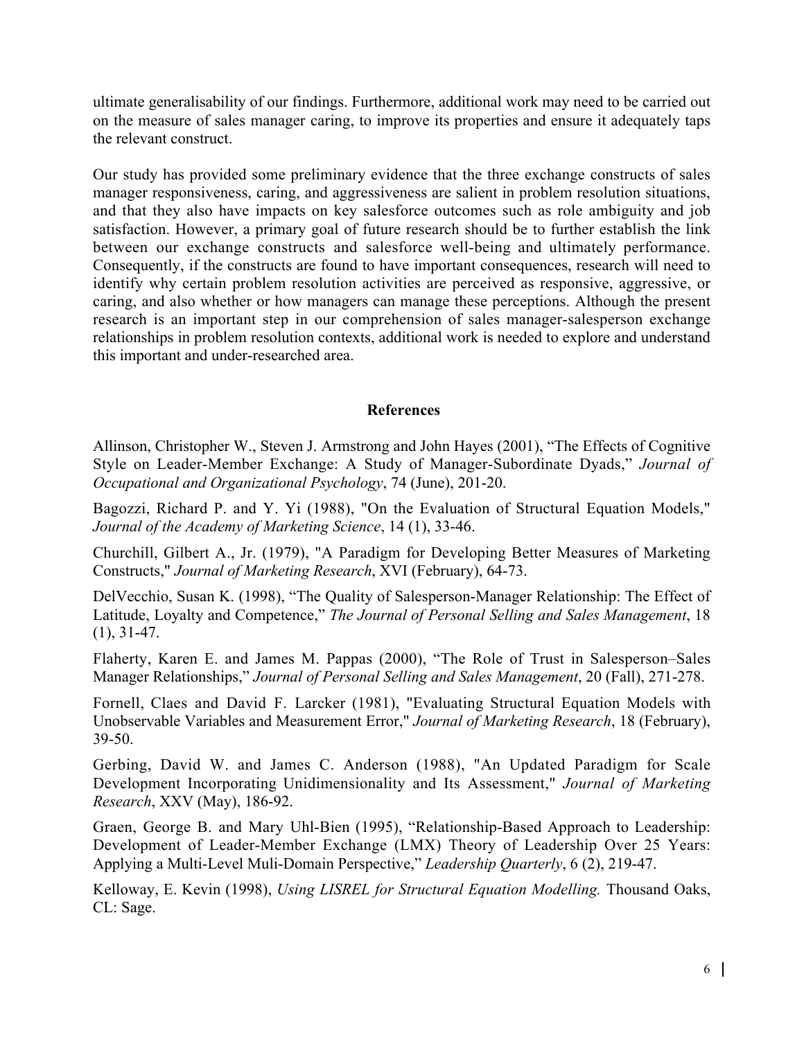ultimate generalisability of our findings. Furthermore, additional work may need to be carried out on the measure of sales manager caring, to improve its properties and ensure it adequately taps the relevant construct.

Our study has provided some preliminary evidence that the three exchange constructs of sales manager responsiveness, caring, and aggressiveness are salient in problem resolution situations, and that they also have impacts on key salesforce outcomes such as role ambiguity and job satisfaction. However, a primary goal of future research should be to further establish the link between our exchange constructs and salesforce well-being and ultimately performance. Consequently, if the constructs are found to have important consequences, research will need to identify why certain problem resolution activities are perceived as responsive, aggressive, or caring, and also whether or how managers can manage these perceptions. Although the present research is an important step in our comprehension of sales manager-salesperson exchange relationships in problem resolution contexts, additional work is needed to explore and understand this important and under-researched area.

## References

Allinson, Christopher W., Steven J. Armstrong and John Hayes (2001), "The Effects of Cognitive Style on Leader-Member Exchange: A Study of Manager-Subordinate Dyads," *Journal of Occupational and Organizational Psychology*, 74 (June), 201-20.

Bagozzi, Richard P. and Y. Yi (1988), "On the Evaluation of Structural Equation Models," *Journal of the Academy of Marketing Science*, 14 (1), 33-46.

Churchill, Gilbert A., Jr. (1979), "A Paradigm for Developing Better Measures of Marketing Constructs," *Journal of Marketing Research*, XVI (February), 64-73.

DelVecchio, Susan K. (1998), "The Quality of Salesperson-Manager Relationship: The Effect of Latitude, Loyalty and Competence," *The Journal of Personal Selling and Sales Management*, 18 (1), 31-47.

Flaherty, Karen E. and James M. Pappas (2000), "The Role of Trust in Salesperson–Sales Manager Relationships," *Journal of Personal Selling and Sales Management*, 20 (Fall), 271-278.

Fornell, Claes and David F. Larcker (1981), "Evaluating Structural Equation Models with Unobservable Variables and Measurement Error," *Journal of Marketing Research*, 18 (February), 39-50.

Gerbing, David W. and James C. Anderson (1988), "An Updated Paradigm for Scale Development Incorporating Unidimensionality and Its Assessment," *Journal of Marketing Research*, XXV (May), 186-92.

Graen, George B. and Mary Uhl-Bien (1995), "Relationship-Based Approach to Leadership: Development of Leader-Member Exchange (LMX) Theory of Leadership Over 25 Years: Applying a Multi-Level Muli-Domain Perspective," *Leadership Quarterly*, 6 (2), 219-47.

Kelloway, E. Kevin (1998), *Using LISREL for Structural Equation Modelling.* Thousand Oaks, CL: Sage.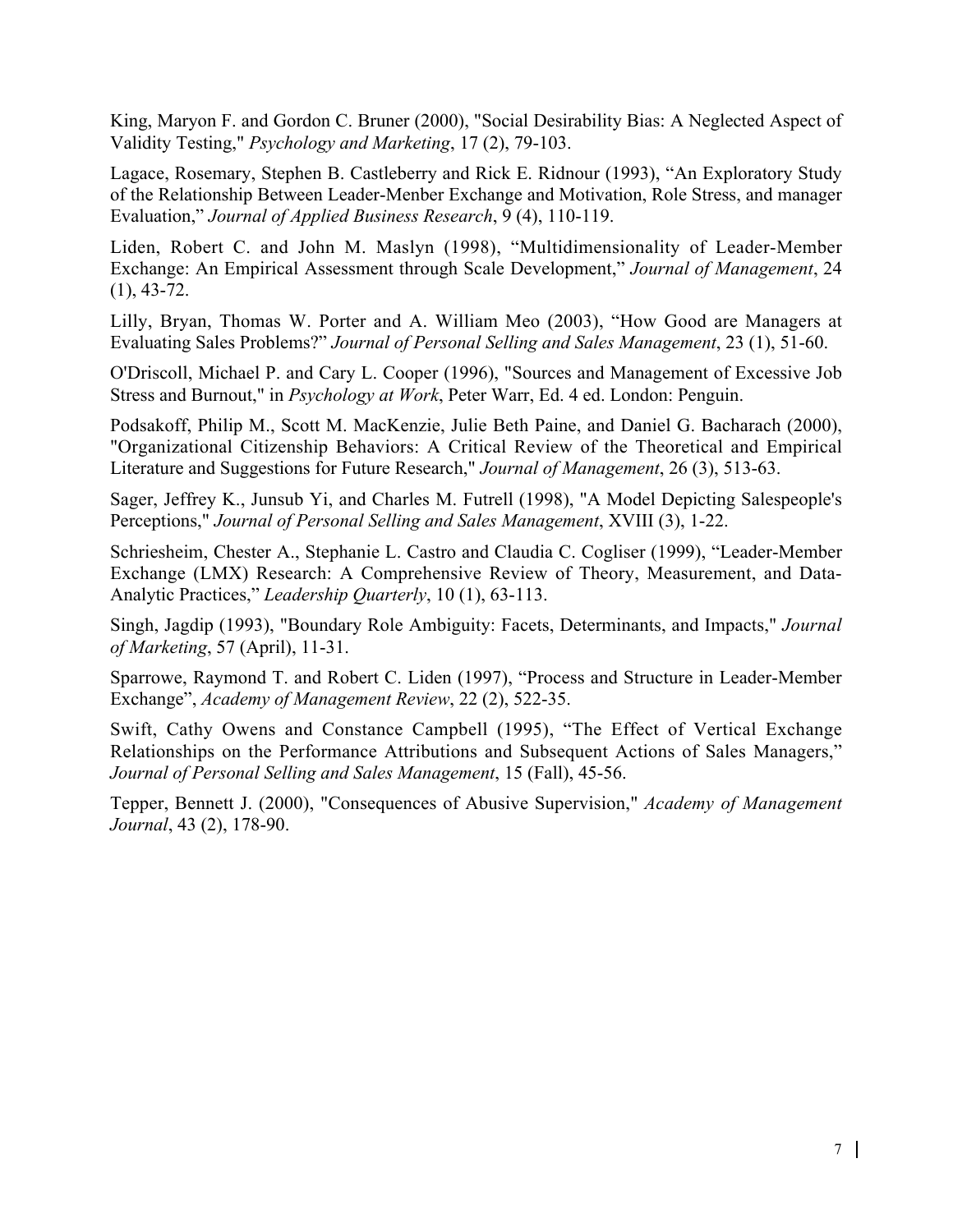King, Maryon F. and Gordon C. Bruner (2000), "Social Desirability Bias: A Neglected Aspect of Validity Testing," *Psychology and Marketing*, 17 (2), 79-103.

Lagace, Rosemary, Stephen B. Castleberry and Rick E. Ridnour (1993), "An Exploratory Study of the Relationship Between Leader-Menber Exchange and Motivation, Role Stress, and manager Evaluation," *Journal of Applied Business Research*, 9 (4), 110-119.

Liden, Robert C. and John M. Maslyn (1998), "Multidimensionality of Leader-Member Exchange: An Empirical Assessment through Scale Development," *Journal of Management*, 24 (1), 43-72.

Lilly, Bryan, Thomas W. Porter and A. William Meo (2003), "How Good are Managers at Evaluating Sales Problems?" *Journal of Personal Selling and Sales Management*, 23 (1), 51-60.

O'Driscoll, Michael P. and Cary L. Cooper (1996), "Sources and Management of Excessive Job Stress and Burnout," in *Psychology at Work*, Peter Warr, Ed. 4 ed. London: Penguin.

Podsakoff, Philip M., Scott M. MacKenzie, Julie Beth Paine, and Daniel G. Bacharach (2000), "Organizational Citizenship Behaviors: A Critical Review of the Theoretical and Empirical Literature and Suggestions for Future Research," *Journal of Management*, 26 (3), 513-63.

Sager, Jeffrey K., Junsub Yi, and Charles M. Futrell (1998), "A Model Depicting Salespeople's Perceptions," *Journal of Personal Selling and Sales Management*, XVIII (3), 1-22.

Schriesheim, Chester A., Stephanie L. Castro and Claudia C. Cogliser (1999), "Leader-Member Exchange (LMX) Research: A Comprehensive Review of Theory, Measurement, and Data-Analytic Practices," *Leadership Quarterly*, 10 (1), 63-113.

Singh, Jagdip (1993), "Boundary Role Ambiguity: Facets, Determinants, and Impacts," *Journal of Marketing*, 57 (April), 11-31.

Sparrowe, Raymond T. and Robert C. Liden (1997), "Process and Structure in Leader-Member Exchange", *Academy of Management Review*, 22 (2), 522-35.

Swift, Cathy Owens and Constance Campbell (1995), "The Effect of Vertical Exchange Relationships on the Performance Attributions and Subsequent Actions of Sales Managers," *Journal of Personal Selling and Sales Management*, 15 (Fall), 45-56.

Tepper, Bennett J. (2000), "Consequences of Abusive Supervision," *Academy of Management Journal*, 43 (2), 178-90.